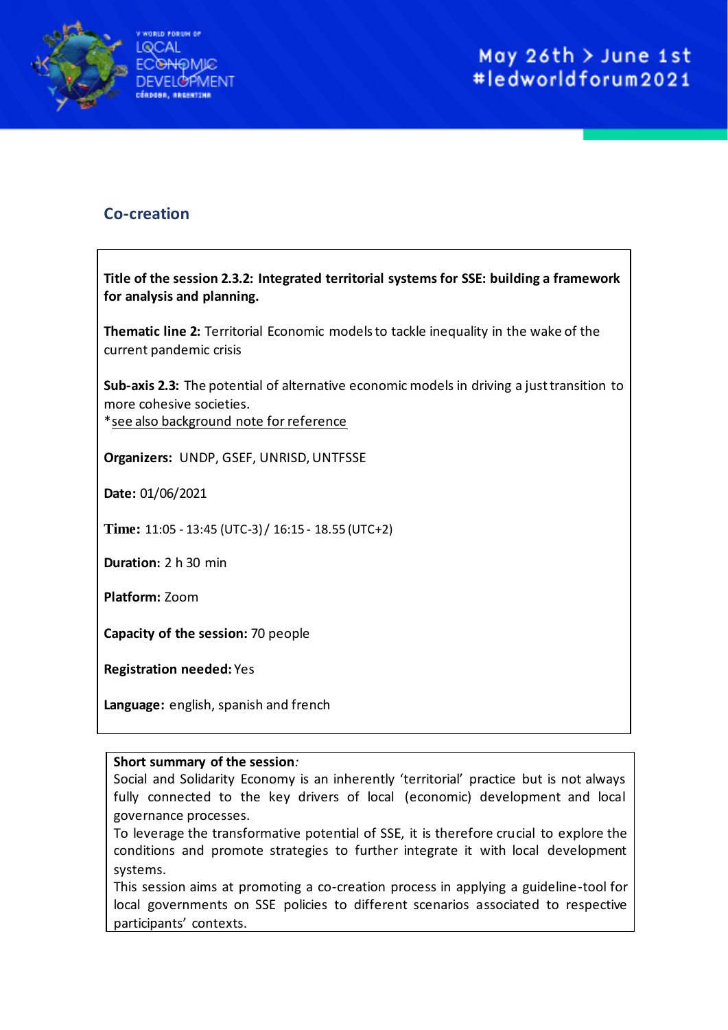## Co-creation

**Title of the session 2.3.2: Integrated territorial systems for SSE: building a framework for analysis and planning.**

**Thematic line 2:** Territorial Economic models to tackle inequality in the wake of the current pandemic crisis

**Sub-axis 2.3:** The potential of alternative economic models in driving a just transition to more cohesive societies.
*see also background note for reference

**Organizers:** UNDP, GSEF, UNRISD, UNTFSSE

**Date:** 01/06/2021

**Time:** 11:05 - 13:45 (UTC-3) / 16:15 - 18.55 (UTC+2)

**Duration:** 2 h 30 min

**Platform:** Zoom

**Capacity of the session:** 70 people

**Registration needed:** Yes

**Language:** english, spanish and french

**Short summary of the session***:*
Social and Solidarity Economy is an inherently 'territorial' practice but is not always fully connected to the key drivers of local (economic) development and local governance processes.
To leverage the transformative potential of SSE, it is therefore crucial to explore the conditions and promote strategies to further integrate it with local development systems.
This session aims at promoting a co-creation process in applying a guideline-tool for local governments on SSE policies to different scenarios associated to respective participants' contexts.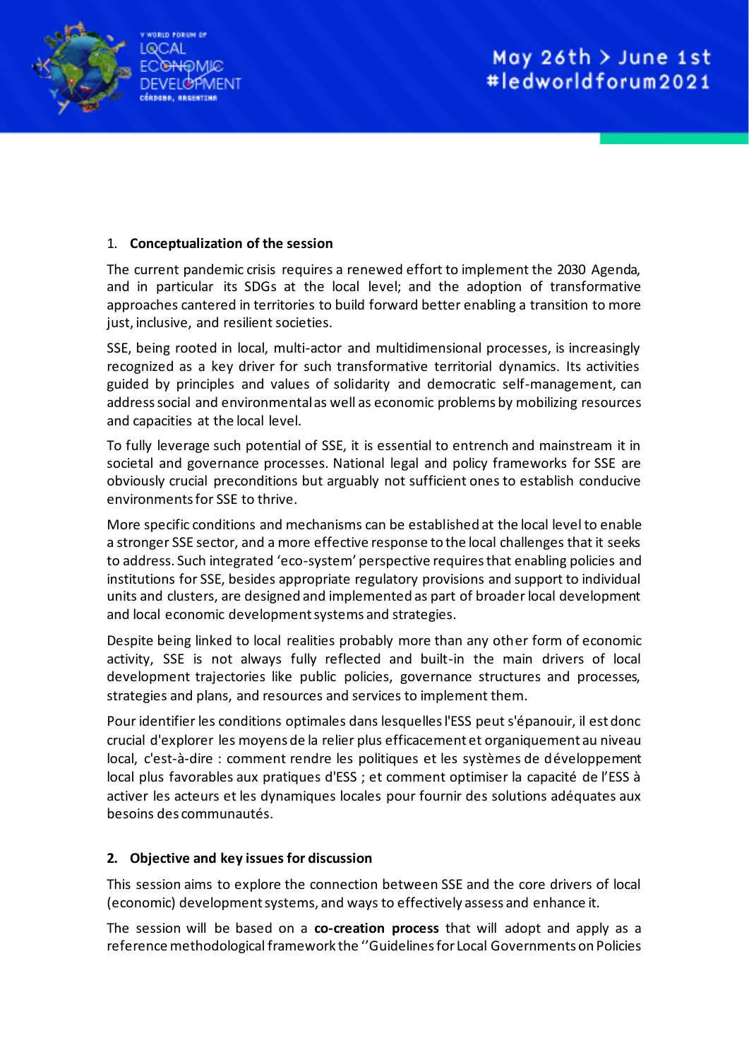## 1. **Conceptualization of the session**

The current pandemic crisis requires a renewed effort to implement the 2030 Agenda, and in particular its SDGs at the local level; and the adoption of transformative approaches cantered in territories to build forward better enabling a transition to more just, inclusive, and resilient societies.

SSE, being rooted in local, multi-actor and multidimensional processes, is increasingly recognized as a key driver for such transformative territorial dynamics. Its activities guided by principles and values of solidarity and democratic self-management, can address social and environmental as well as economic problems by mobilizing resources and capacities at the local level.

To fully leverage such potential of SSE, it is essential to entrench and mainstream it in societal and governance processes. National legal and policy frameworks for SSE are obviously crucial preconditions but arguably not sufficient ones to establish conducive environments for SSE to thrive.

More specific conditions and mechanisms can be established at the local level to enable a stronger SSE sector, and a more effective response to the local challenges that it seeks to address. Such integrated 'eco-system' perspective requires that enabling policies and institutions for SSE, besides appropriate regulatory provisions and support to individual units and clusters, are designed and implemented as part of broader local development and local economic development systems and strategies.

Despite being linked to local realities probably more than any other form of economic activity, SSE is not always fully reflected and built-in the main drivers of local development trajectories like public policies, governance structures and processes, strategies and plans, and resources and services to implement them.

Pour identifier les conditions optimales dans lesquelles l'ESS peut s'épanouir, il est donc crucial d'explorer les moyens de la relier plus efficacement et organiquement au niveau local, c'est-à-dire : comment rendre les politiques et les systèmes de développement local plus favorables aux pratiques d'ESS ; et comment optimiser la capacité de l'ESS à activer les acteurs et les dynamiques locales pour fournir des solutions adéquates aux besoins des communautés.

## 2. **Objective and key issues for discussion**

This session aims to explore the connection between SSE and the core drivers of local (economic) development systems, and ways to effectively assess and enhance it.

The session will be based on a **co-creation process** that will adopt and apply as a reference methodological framework the ''Guidelines for Local Governments on Policies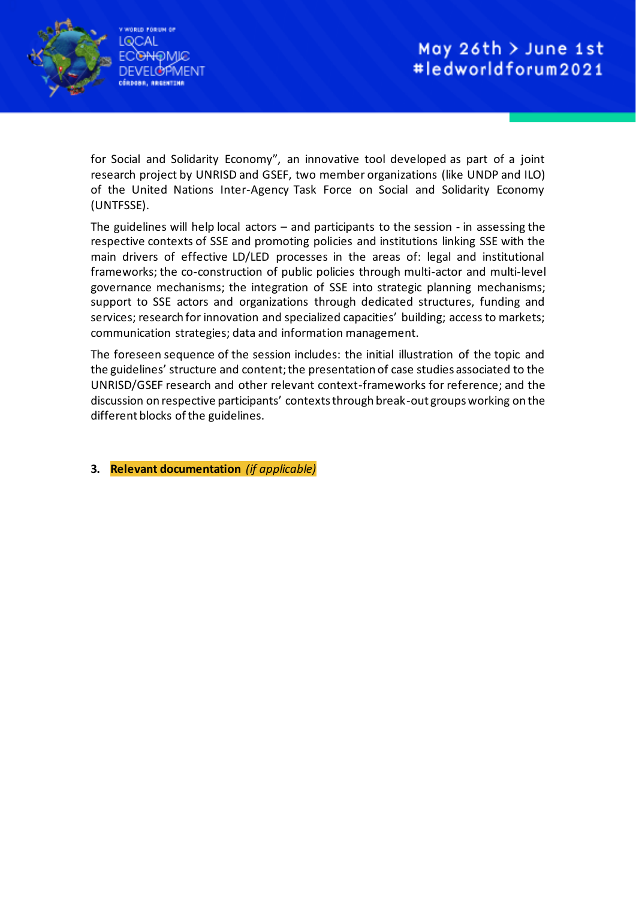for Social and Solidarity Economy", an innovative tool developed as part of a joint research project by UNRISD and GSEF, two member organizations (like UNDP and ILO) of the United Nations Inter-Agency Task Force on Social and Solidarity Economy (UNTFSSE).

The guidelines will help local actors – and participants to the session - in assessing the respective contexts of SSE and promoting policies and institutions linking SSE with the main drivers of effective LD/LED processes in the areas of: legal and institutional frameworks; the co-construction of public policies through multi-actor and multi-level governance mechanisms; the integration of SSE into strategic planning mechanisms; support to SSE actors and organizations through dedicated structures, funding and services; research for innovation and specialized capacities' building; access to markets; communication strategies; data and information management.

The foreseen sequence of the session includes: the initial illustration of the topic and the guidelines' structure and content; the presentation of case studies associated to the UNRISD/GSEF research and other relevant context-frameworks for reference; and the discussion on respective participants' contexts through break-out groups working on the different blocks of the guidelines.

## 3. **Relevant documentation** *(if applicable)*